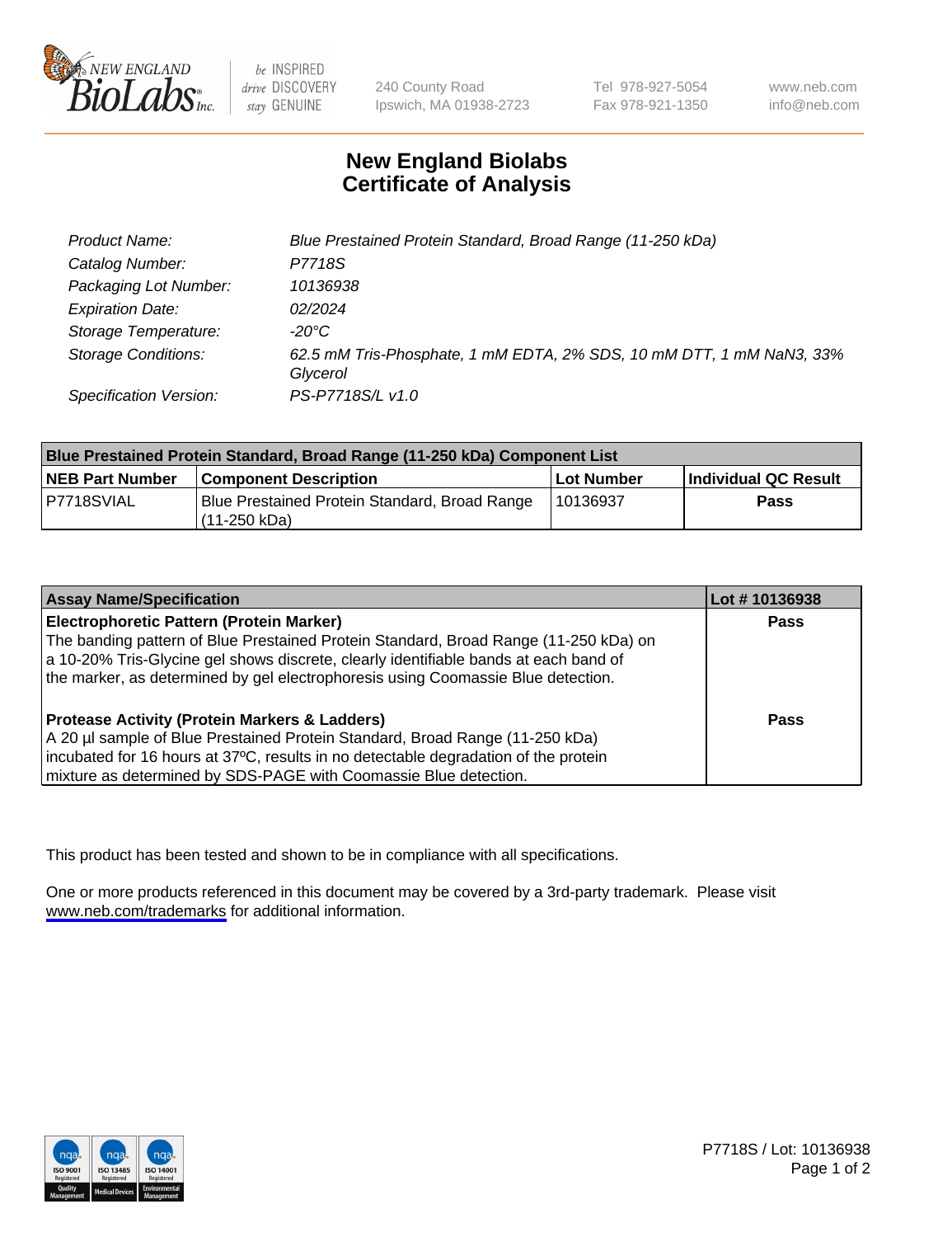# New England Biolabs Certificate of Analysis

| | |
|---|---|
| Product Name: | *Blue Prestained Protein Standard, Broad Range (11-250 kDa)* |
| Catalog Number: | *P7718S* |
| Packaging Lot Number: | *10136938* |
| Expiration Date: | *02/2024* |
| Storage Temperature: | *-20°C* |
| Storage Conditions: | *62.5 mM Tris-Phosphate, 1 mM EDTA, 2% SDS, 10 mM DTT, 1 mM NaN3, 33% Glycerol* |
| Specification Version: | *PS-P7718S/L v1.0* |

| Blue Prestained Protein Standard, Broad Range (11-250 kDa) Component List | | | |
|---|---|---|---|
| **NEB Part Number** | **Component Description** | **Lot Number** | **Individual QC Result** |
| P7718SVIAL | Blue Prestained Protein Standard, Broad Range (11-250 kDa) | 10136937 | **Pass** |

| Assay Name/Specification | Lot # 10136938 |
|---|---|
| **Electrophoretic Pattern (Protein Marker)** The banding pattern of Blue Prestained Protein Standard, Broad Range (11-250 kDa) on a 10-20% Tris-Glycine gel shows discrete, clearly identifiable bands at each band of the marker, as determined by gel electrophoresis using Coomassie Blue detection. | **Pass** |
| **Protease Activity (Protein Markers & Ladders)** A 20 µl sample of Blue Prestained Protein Standard, Broad Range (11-250 kDa) incubated for 16 hours at 37ºC, results in no detectable degradation of the protein mixture as determined by SDS-PAGE with Coomassie Blue detection. | **Pass** |

This product has been tested and shown to be in compliance with all specifications.

One or more products referenced in this document may be covered by a 3rd-party trademark. Please visit www.neb.com/trademarks for additional information.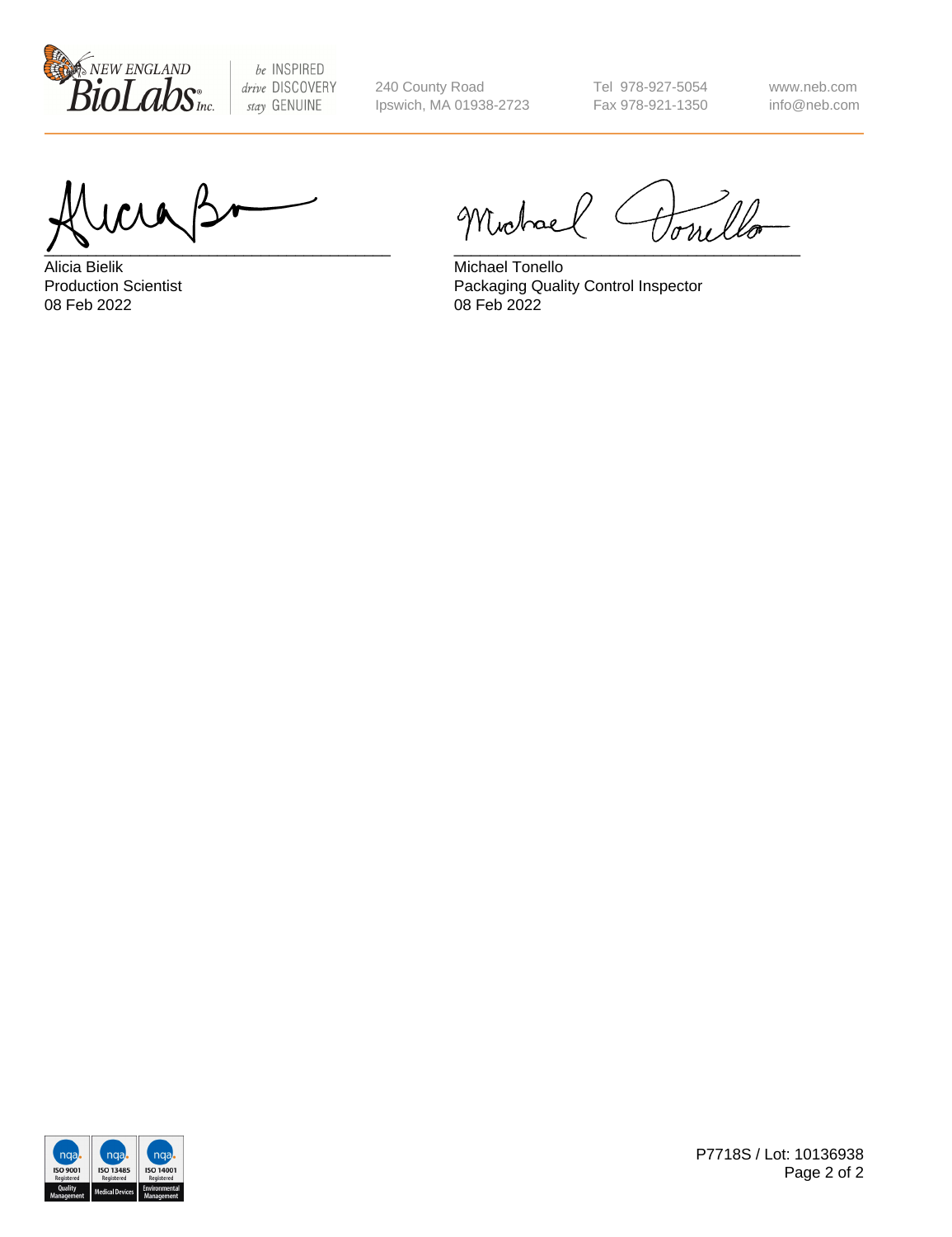240 County Road
Ipswich, MA 01938-2723

Tel 978-927-5054
Fax 978-921-1350

www.neb.com
info@neb.com

Alicia Bielik
Production Scientist
08 Feb 2022

Michael Tonello
Packaging Quality Control Inspector
08 Feb 2022

P7718S / Lot: 10136938